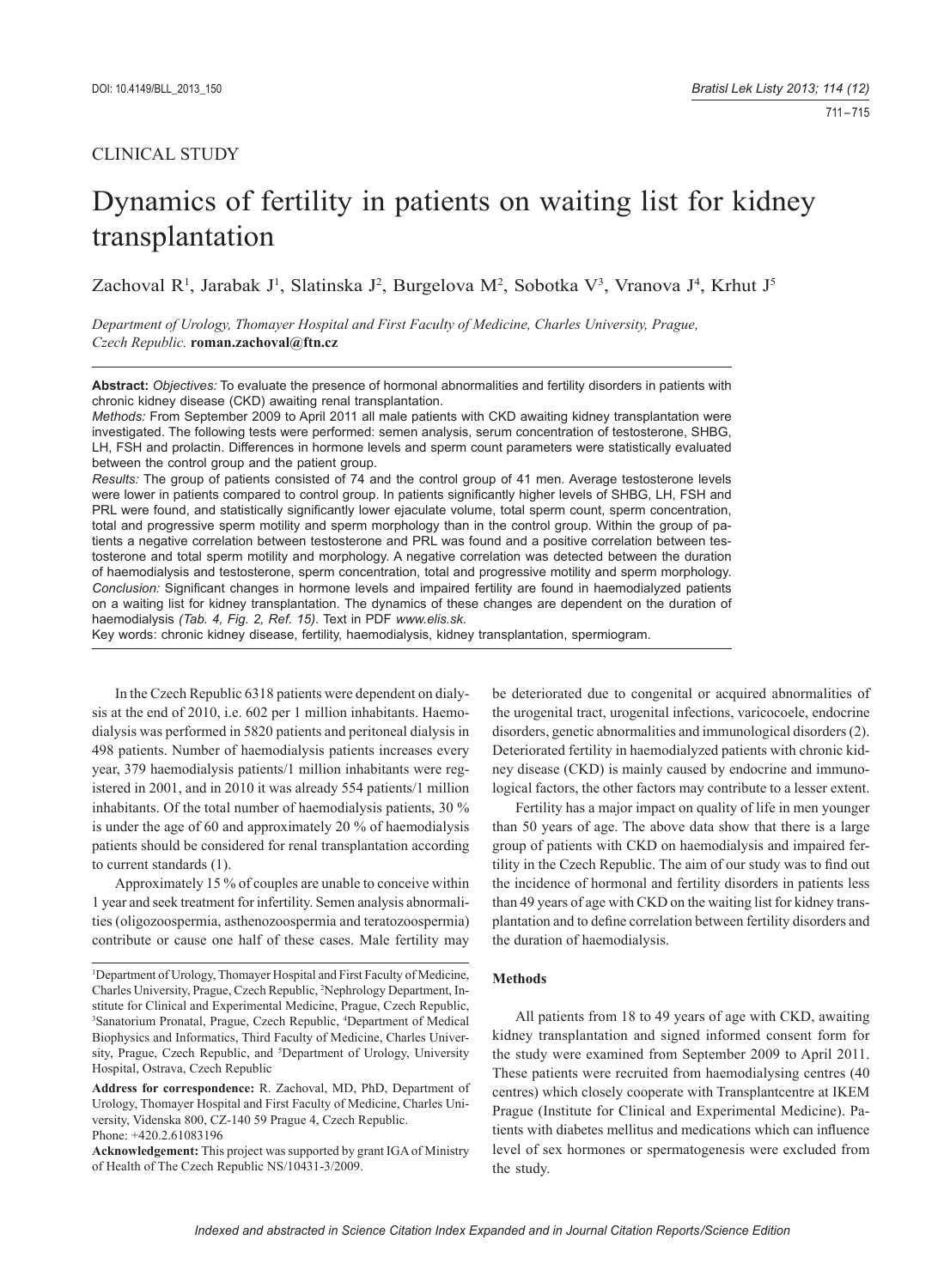CLINICAL STUDY

# Dynamics of fertility in patients on waiting list for kidney transplantation

Zachoval R[1], Jarabak J[1], Slatinska J[2], Burgelova M[2], Sobotka V[3], Vranova J[4], Krhut J[5]

*Department of Urology, Thomayer Hospital and First Faculty of Medicine, Charles University, Prague, Czech Republic.* **roman.zachoval@ftn.cz**

**Abstract:** *Objectives:* To evaluate the presence of hormonal abnormalities and fertility disorders in patients with chronic kidney disease (CKD) awaiting renal transplantation.

*Methods:* From September 2009 to April 2011 all male patients with CKD awaiting kidney transplantation were investigated. The following tests were performed: semen analysis, serum concentration of testosterone, SHBG, LH, FSH and prolactin. Differences in hormone levels and sperm count parameters were statistically evaluated between the control group and the patient group.

*Results:* The group of patients consisted of 74 and the control group of 41 men. Average testosterone levels were lower in patients compared to control group. In patients significantly higher levels of SHBG, LH, FSH and PRL were found, and statistically significantly lower ejaculate volume, total sperm count, sperm concentration, total and progressive sperm motility and sperm morphology than in the control group. Within the group of patients a negative correlation between testosterone and PRL was found and a positive correlation between testosterone and total sperm motility and morphology. A negative correlation was detected between the duration of haemodialysis and testosterone, sperm concentration, total and progressive motility and sperm morphology.

*Conclusion:* Significant changes in hormone levels and impaired fertility are found in haemodialyzed patients on a waiting list for kidney transplantation. The dynamics of these changes are dependent on the duration of haemodialysis *(Tab. 4, Fig. 2, Ref. 15)*. Text in PDF *www.elis.sk.*

Key words: chronic kidney disease, fertility, haemodialysis, kidney transplantation, spermiogram.

In the Czech Republic 6318 patients were dependent on dialysis at the end of 2010, i.e. 602 per 1 million inhabitants. Haemodialysis was performed in 5820 patients and peritoneal dialysis in 498 patients. Number of haemodialysis patients increases every year, 379 haemodialysis patients/1 million inhabitants were registered in 2001, and in 2010 it was already 554 patients/1 million inhabitants. Of the total number of haemodialysis patients, 30 % is under the age of 60 and approximately 20 % of haemodialysis patients should be considered for renal transplantation according to current standards (1).

Approximately 15 % of couples are unable to conceive within 1 year and seek treatment for infertility. Semen analysis abnormalities (oligozoospermia, asthenozoospermia and teratozoospermia) contribute or cause one half of these cases. Male fertility may be deteriorated due to congenital or acquired abnormalities of the urogenital tract, urogenital infections, varicocoele, endocrine disorders, genetic abnormalities and immunological disorders (2). Deteriorated fertility in haemodialyzed patients with chronic kidney disease (CKD) is mainly caused by endocrine and immunological factors, the other factors may contribute to a lesser extent.

Fertility has a major impact on quality of life in men younger than 50 years of age. The above data show that there is a large group of patients with CKD on haemodialysis and impaired fertility in the Czech Republic. The aim of our study was to find out the incidence of hormonal and fertility disorders in patients less than 49 years of age with CKD on the waiting list for kidney transplantation and to define correlation between fertility disorders and the duration of haemodialysis.

## Methods

All patients from 18 to 49 years of age with CKD, awaiting kidney transplantation and signed informed consent form for the study were examined from September 2009 to April 2011. These patients were recruited from haemodialysing centres (40 centres) which closely cooperate with Transplantcentre at IKEM Prague (Institute for Clinical and Experimental Medicine). Patients with diabetes mellitus and medications which can influence level of sex hormones or spermatogenesis were excluded from the study.

[1]Department of Urology, Thomayer Hospital and First Faculty of Medicine, Charles University, Prague, Czech Republic, [2]Nephrology Department, Institute for Clinical and Experimental Medicine, Prague, Czech Republic, [3]Sanatorium Pronatal, Prague, Czech Republic, [4]Department of Medical Biophysics and Informatics, Third Faculty of Medicine, Charles University, Prague, Czech Republic, and [5]Department of Urology, University Hospital, Ostrava, Czech Republic

**Address for correspondence:** R. Zachoval, MD, PhD, Department of Urology, Thomayer Hospital and First Faculty of Medicine, Charles University, Videnska 800, CZ-140 59 Prague 4, Czech Republic.
Phone: +420.2.61083196

**Acknowledgement:** This project was supported by grant IGA of Ministry of Health of The Czech Republic NS/10431-3/2009.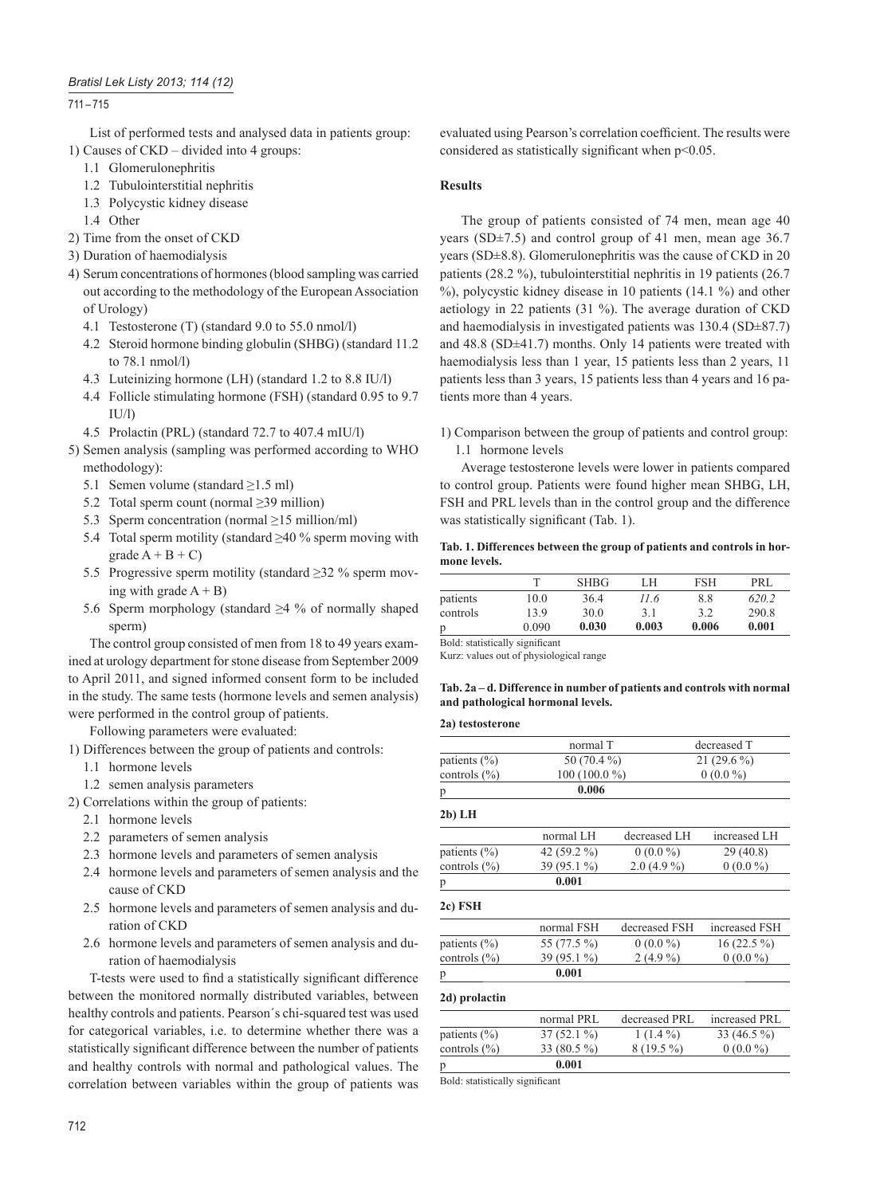List of performed tests and analysed data in patients group:

1) Causes of CKD – divided into 4 groups:
   1.1 Glomerulonephritis
   1.2 Tubulointerstitial nephritis
   1.3 Polycystic kidney disease
   1.4 Other
2) Time from the onset of CKD
3) Duration of haemodialysis
4) Serum concentrations of hormones (blood sampling was carried out according to the methodology of the European Association of Urology)
   4.1 Testosterone (T) (standard 9.0 to 55.0 nmol/l)
   4.2 Steroid hormone binding globulin (SHBG) (standard 11.2 to 78.1 nmol/l)
   4.3 Luteinizing hormone (LH) (standard 1.2 to 8.8 IU/l)
   4.4 Follicle stimulating hormone (FSH) (standard 0.95 to 9.7 IU/l)
   4.5 Prolactin (PRL) (standard 72.7 to 407.4 mIU/l)
5) Semen analysis (sampling was performed according to WHO methodology):
   5.1 Semen volume (standard ≥1.5 ml)
   5.2 Total sperm count (normal ≥39 million)
   5.3 Sperm concentration (normal ≥15 million/ml)
   5.4 Total sperm motility (standard ≥40 % sperm moving with grade A + B + C)
   5.5 Progressive sperm motility (standard ≥32 % sperm moving with grade A + B)
   5.6 Sperm morphology (standard ≥4 % of normally shaped sperm)

The control group consisted of men from 18 to 49 years examined at urology department for stone disease from September 2009 to April 2011, and signed informed consent form to be included in the study. The same tests (hormone levels and semen analysis) were performed in the control group of patients.

Following parameters were evaluated:

1) Differences between the group of patients and controls:
   1.1 hormone levels
   1.2 semen analysis parameters
2) Correlations within the group of patients:
   2.1 hormone levels
   2.2 parameters of semen analysis
   2.3 hormone levels and parameters of semen analysis
   2.4 hormone levels and parameters of semen analysis and the cause of CKD
   2.5 hormone levels and parameters of semen analysis and duration of CKD
   2.6 hormone levels and parameters of semen analysis and duration of haemodialysis

T-tests were used to find a statistically significant difference between the monitored normally distributed variables, between healthy controls and patients. Pearson´s chi-squared test was used for categorical variables, i.e. to determine whether there was a statistically significant difference between the number of patients and healthy controls with normal and pathological values. The correlation between variables within the group of patients was evaluated using Pearson's correlation coefficient. The results were considered as statistically significant when $p<0.05$.

## Results

The group of patients consisted of 74 men, mean age 40 years (SD±7.5) and control group of 41 men, mean age 36.7 years (SD±8.8). Glomerulonephritis was the cause of CKD in 20 patients (28.2 %), tubulointerstitial nephritis in 19 patients (26.7 %), polycystic kidney disease in 10 patients (14.1 %) and other aetiology in 22 patients (31 %). The average duration of CKD and haemodialysis in investigated patients was 130.4 (SD±87.7) and 48.8 (SD±41.7) months. Only 14 patients were treated with haemodialysis less than 1 year, 15 patients less than 2 years, 11 patients less than 3 years, 15 patients less than 4 years and 16 patients more than 4 years.

1) Comparison between the group of patients and control group:
   1.1 hormone levels

Average testosterone levels were lower in patients compared to control group. Patients were found higher mean SHBG, LH, FSH and PRL levels than in the control group and the difference was statistically significant (Tab. 1).

**Tab. 1. Differences between the group of patients and controls in hormone levels.**

| | T | SHBG | LH | FSH | PRL |
|---|---|---|---|---|---|
| patients | 10.0 | 36.4 | *11.6* | 8.8 | *620.2* |
| controls | 13.9 | 30.0 | 3.1 | 3.2 | 290.8 |
| p | 0.090 | **0.030** | **0.003** | **0.006** | **0.001** |

Bold: statistically significant

Kurz: values out of physiological range

**Tab. 2a – d. Difference in number of patients and controls with normal and pathological hormonal levels.**

**2a) testosterone**

| | normal T | decreased T |
|---|---|---|
| patients (%) | 50 (70.4 %) | 21 (29.6 %) |
| controls (%) | 100 (100.0 %) | 0 (0.0 %) |
| p | **0.006** | |

**2b) LH**

| | normal LH | decreased LH | increased LH |
|---|---|---|---|
| patients (%) | 42 (59.2 %) | 0 (0.0 %) | 29 (40.8) |
| controls (%) | 39 (95.1 %) | 2.0 (4.9 %) | 0 (0.0 %) |
| p | **0.001** | | |

**2c) FSH**

| | normal FSH | decreased FSH | increased FSH |
|---|---|---|---|
| patients (%) | 55 (77.5 %) | 0 (0.0 %) | 16 (22.5 %) |
| controls (%) | 39 (95.1 %) | 2 (4.9 %) | 0 (0.0 %) |
| p | **0.001** | | |

**2d) prolactin**

| | normal PRL | decreased PRL | increased PRL |
|---|---|---|---|
| patients (%) | 37 (52.1 %) | 1 (1.4 %) | 33 (46.5 %) |
| controls (%) | 33 (80.5 %) | 8 (19.5 %) | 0 (0.0 %) |
| p | **0.001** | | |

Bold: statistically significant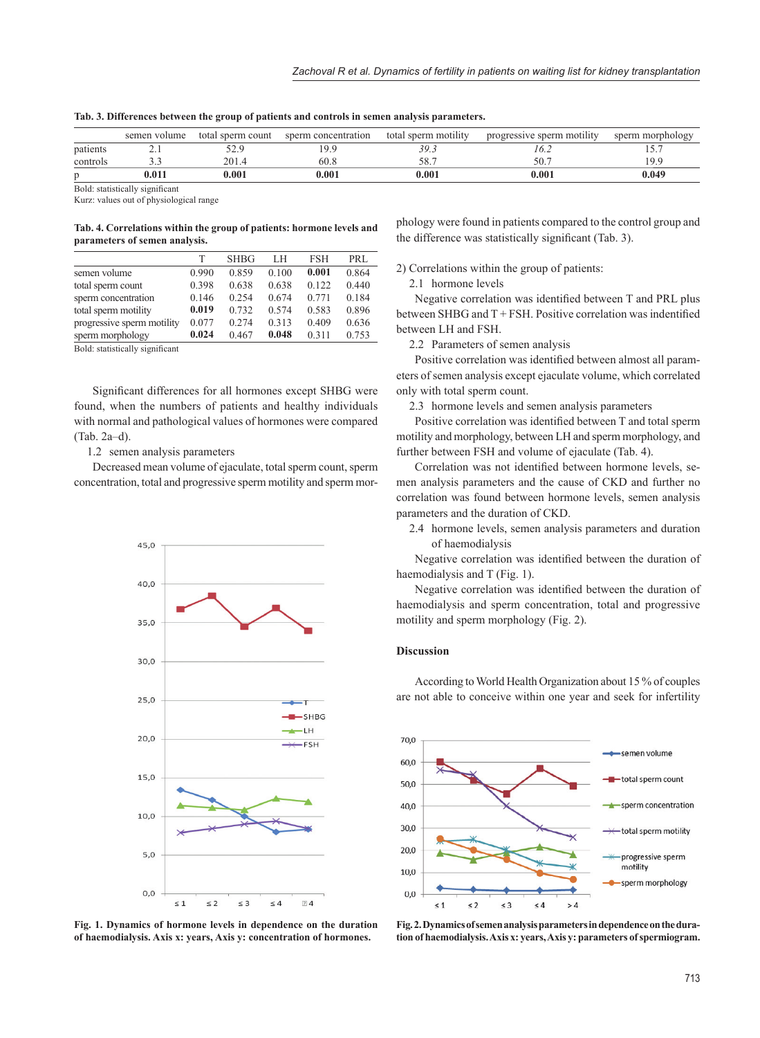**Tab. 3. Differences between the group of patients and controls in semen analysis parameters.**

| | semen volume | total sperm count | sperm concentration | total sperm motility | progressive sperm motility | sperm morphology |
|---|---|---|---|---|---|---|
| patients | 2.1 | 52.9 | 19.9 | *39.3* | *16.2* | 15.7 |
| controls | 3.3 | 201.4 | 60.8 | 58.7 | 50.7 | 19.9 |
| p | **0.011** | **0.001** | **0.001** | **0.001** | **0.001** | **0.049** |

Bold: statistically significant
Kurz: values out of physiological range

**Tab. 4. Correlations within the group of patients: hormone levels and parameters of semen analysis.**

| | T | SHBG | LH | FSH | PRL |
|---|---|---|---|---|---|
| semen volume | 0.990 | 0.859 | 0.100 | **0.001** | 0.864 |
| total sperm count | 0.398 | 0.638 | 0.638 | 0.122 | 0.440 |
| sperm concentration | 0.146 | 0.254 | 0.674 | 0.771 | 0.184 |
| total sperm motility | **0.019** | 0.732 | 0.574 | 0.583 | 0.896 |
| progressive sperm motility | 0.077 | 0.274 | 0.313 | 0.409 | 0.636 |
| sperm morphology | **0.024** | 0.467 | **0.048** | 0.311 | 0.753 |

Bold: statistically significant

Significant differences for all hormones except SHBG were found, when the numbers of patients and healthy individuals with normal and pathological values of hormones were compared (Tab. 2a–d).

1.2 semen analysis parameters

Decreased mean volume of ejaculate, total sperm count, sperm concentration, total and progressive sperm motility and sperm morphology were found in patients compared to the control group and the difference was statistically significant (Tab. 3).

2) Correlations within the group of patients:

2.1 hormone levels

Negative correlation was identified between T and PRL plus between SHBG and T + FSH. Positive correlation was indentified between LH and FSH.

2.2 Parameters of semen analysis

Positive correlation was identified between almost all parameters of semen analysis except ejaculate volume, which correlated only with total sperm count.

2.3 hormone levels and semen analysis parameters

Positive correlation was identified between T and total sperm motility and morphology, between LH and sperm morphology, and further between FSH and volume of ejaculate (Tab. 4).

Correlation was not identified between hormone levels, semen analysis parameters and the cause of CKD and further no correlation was found between hormone levels, semen analysis parameters and the duration of CKD.

2.4 hormone levels, semen analysis parameters and duration of haemodialysis

Negative correlation was identified between the duration of haemodialysis and T (Fig. 1).

Negative correlation was identified between the duration of haemodialysis and sperm concentration, total and progressive motility and sperm morphology (Fig. 2).

**Fig. 1. Dynamics of hormone levels in dependence on the duration of haemodialysis. Axis x: years, Axis y: concentration of hormones.**

**Fig. 2. Dynamics of semen analysis parameters in dependence on the duration of haemodialysis. Axis x: years, Axis y: parameters of spermiogram.**

## Discussion

According to World Health Organization about 15 % of couples are not able to conceive within one year and seek for infertility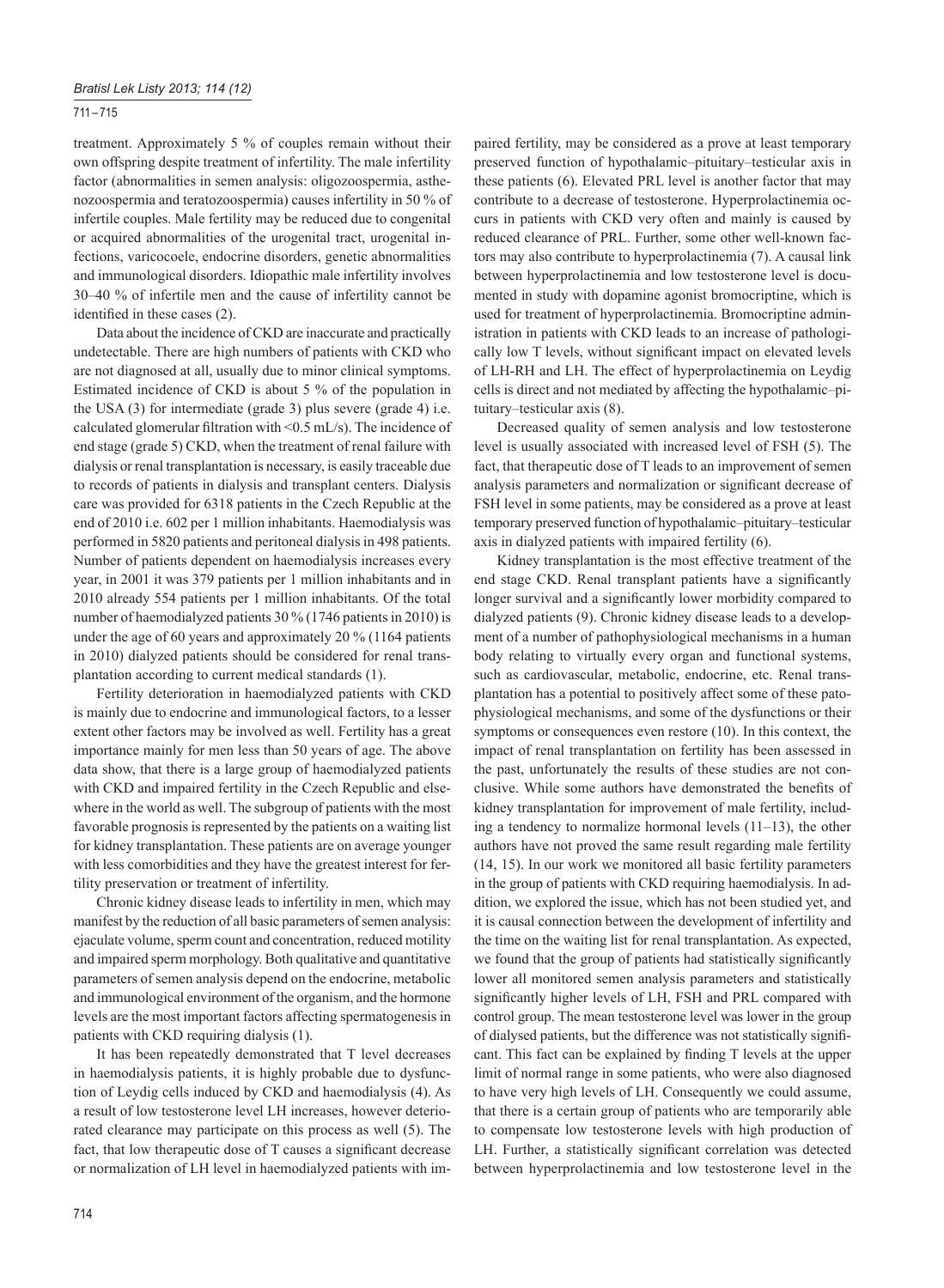treatment. Approximately 5 % of couples remain without their own offspring despite treatment of infertility. The male infertility factor (abnormalities in semen analysis: oligozoospermia, asthenozoospermia and teratozoospermia) causes infertility in 50 % of infertile couples. Male fertility may be reduced due to congenital or acquired abnormalities of the urogenital tract, urogenital infections, varicocoele, endocrine disorders, genetic abnormalities and immunological disorders. Idiopathic male infertility involves 30–40 % of infertile men and the cause of infertility cannot be identified in these cases (2).

Data about the incidence of CKD are inaccurate and practically undetectable. There are high numbers of patients with CKD who are not diagnosed at all, usually due to minor clinical symptoms. Estimated incidence of CKD is about 5 % of the population in the USA (3) for intermediate (grade 3) plus severe (grade 4) i.e. calculated glomerular filtration with <0.5 mL/s). The incidence of end stage (grade 5) CKD, when the treatment of renal failure with dialysis or renal transplantation is necessary, is easily traceable due to records of patients in dialysis and transplant centers. Dialysis care was provided for 6318 patients in the Czech Republic at the end of 2010 i.e. 602 per 1 million inhabitants. Haemodialysis was performed in 5820 patients and peritoneal dialysis in 498 patients. Number of patients dependent on haemodialysis increases every year, in 2001 it was 379 patients per 1 million inhabitants and in 2010 already 554 patients per 1 million inhabitants. Of the total number of haemodialyzed patients 30 % (1746 patients in 2010) is under the age of 60 years and approximately 20 % (1164 patients in 2010) dialyzed patients should be considered for renal transplantation according to current medical standards (1).

Fertility deterioration in haemodialyzed patients with CKD is mainly due to endocrine and immunological factors, to a lesser extent other factors may be involved as well. Fertility has a great importance mainly for men less than 50 years of age. The above data show, that there is a large group of haemodialyzed patients with CKD and impaired fertility in the Czech Republic and elsewhere in the world as well. The subgroup of patients with the most favorable prognosis is represented by the patients on a waiting list for kidney transplantation. These patients are on average younger with less comorbidities and they have the greatest interest for fertility preservation or treatment of infertility.

Chronic kidney disease leads to infertility in men, which may manifest by the reduction of all basic parameters of semen analysis: ejaculate volume, sperm count and concentration, reduced motility and impaired sperm morphology. Both qualitative and quantitative parameters of semen analysis depend on the endocrine, metabolic and immunological environment of the organism, and the hormone levels are the most important factors affecting spermatogenesis in patients with CKD requiring dialysis (1).

It has been repeatedly demonstrated that T level decreases in haemodialysis patients, it is highly probable due to dysfunction of Leydig cells induced by CKD and haemodialysis (4). As a result of low testosterone level LH increases, however deteriorated clearance may participate on this process as well (5). The fact, that low therapeutic dose of T causes a significant decrease or normalization of LH level in haemodialyzed patients with impaired fertility, may be considered as a prove at least temporary preserved function of hypothalamic–pituitary–testicular axis in these patients (6). Elevated PRL level is another factor that may contribute to a decrease of testosterone. Hyperprolactinemia occurs in patients with CKD very often and mainly is caused by reduced clearance of PRL. Further, some other well-known factors may also contribute to hyperprolactinemia (7). A causal link between hyperprolactinemia and low testosterone level is documented in study with dopamine agonist bromocriptine, which is used for treatment of hyperprolactinemia. Bromocriptine administration in patients with CKD leads to an increase of pathologically low T levels, without significant impact on elevated levels of LH-RH and LH. The effect of hyperprolactinemia on Leydig cells is direct and not mediated by affecting the hypothalamic–pituitary–testicular axis (8).

Decreased quality of semen analysis and low testosterone level is usually associated with increased level of FSH (5). The fact, that therapeutic dose of T leads to an improvement of semen analysis parameters and normalization or significant decrease of FSH level in some patients, may be considered as a prove at least temporary preserved function of hypothalamic–pituitary–testicular axis in dialyzed patients with impaired fertility (6).

Kidney transplantation is the most effective treatment of the end stage CKD. Renal transplant patients have a significantly longer survival and a significantly lower morbidity compared to dialyzed patients (9). Chronic kidney disease leads to a development of a number of pathophysiological mechanisms in a human body relating to virtually every organ and functional systems, such as cardiovascular, metabolic, endocrine, etc. Renal transplantation has a potential to positively affect some of these patophysiological mechanisms, and some of the dysfunctions or their symptoms or consequences even restore (10). In this context, the impact of renal transplantation on fertility has been assessed in the past, unfortunately the results of these studies are not conclusive. While some authors have demonstrated the benefits of kidney transplantation for improvement of male fertility, including a tendency to normalize hormonal levels (11–13), the other authors have not proved the same result regarding male fertility (14, 15). In our work we monitored all basic fertility parameters in the group of patients with CKD requiring haemodialysis. In addition, we explored the issue, which has not been studied yet, and it is causal connection between the development of infertility and the time on the waiting list for renal transplantation. As expected, we found that the group of patients had statistically significantly lower all monitored semen analysis parameters and statistically significantly higher levels of LH, FSH and PRL compared with control group. The mean testosterone level was lower in the group of dialysed patients, but the difference was not statistically significant. This fact can be explained by finding T levels at the upper limit of normal range in some patients, who were also diagnosed to have very high levels of LH. Consequently we could assume, that there is a certain group of patients who are temporarily able to compensate low testosterone levels with high production of LH. Further, a statistically significant correlation was detected between hyperprolactinemia and low testosterone level in the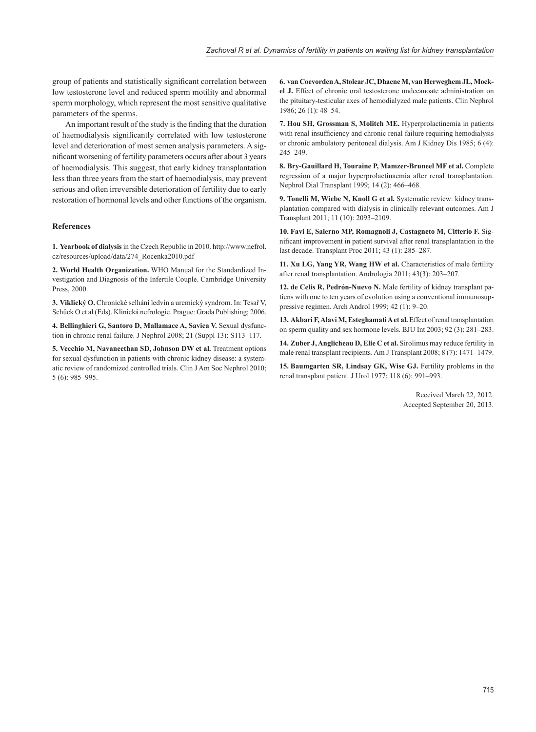group of patients and statistically significant correlation between low testosterone level and reduced sperm motility and abnormal sperm morphology, which represent the most sensitive qualitative parameters of the sperms.

An important result of the study is the finding that the duration of haemodialysis significantly correlated with low testosterone level and deterioration of most semen analysis parameters. A significant worsening of fertility parameters occurs after about 3 years of haemodialysis. This suggest, that early kidney transplantation less than three years from the start of haemodialysis, may prevent serious and often irreversible deterioration of fertility due to early restoration of hormonal levels and other functions of the organism.

## References

**1. Yearbook of dialysis** in the Czech Republic in 2010. http://www.nefrol.cz/resources/upload/data/274_Rocenka2010.pdf

**2. World Health Organization.** WHO Manual for the Standardized Investigation and Diagnosis of the Infertile Couple. Cambridge University Press, 2000.

**3. Viklický O.** Chronické selhání ledvin a uremický syndrom. In: Tesař V, Schück O et al (Eds). Klinická nefrologie. Prague: Grada Publishing; 2006.

**4. Bellinghieri G, Santoro D, Mallamace A, Savica V.** Sexual dysfunction in chronic renal failure. J Nephrol 2008; 21 (Suppl 13): S113–117.

**5. Vecchio M, Navaneethan SD, Johnson DW et al.** Treatment options for sexual dysfunction in patients with chronic kidney disease: a systematic review of randomized controlled trials. Clin J Am Soc Nephrol 2010; 5 (6): 985–995.

**6. van Coevorden A, Stolear JC, Dhaene M, van Herweghem JL, Mockel J.** Effect of chronic oral testosterone undecanoate administration on the pituitary-testicular axes of hemodialyzed male patients. Clin Nephrol 1986; 26 (1): 48–54.

**7. Hou SH, Grossman S, Molitch ME.** Hyperprolactinemia in patients with renal insufficiency and chronic renal failure requiring hemodialysis or chronic ambulatory peritoneal dialysis. Am J Kidney Dis 1985; 6 (4): 245–249.

**8. Bry-Gauillard H, Touraine P, Mamzer-Bruneel MF et al.** Complete regression of a major hyperprolactinaemia after renal transplantation. Nephrol Dial Transplant 1999; 14 (2): 466–468.

**9. Tonelli M, Wiebe N, Knoll G et al.** Systematic review: kidney transplantation compared with dialysis in clinically relevant outcomes. Am J Transplant 2011; 11 (10): 2093–2109.

**10. Favi E, Salerno MP, Romagnoli J, Castagneto M, Citterio F.** Significant improvement in patient survival after renal transplantation in the last decade. Transplant Proc 2011; 43 (1): 285–287.

**11. Xu LG, Yang YR, Wang HW et al.** Characteristics of male fertility after renal transplantation. Andrologia 2011; 43(3): 203–207.

**12. de Celis R, Pedrón-Nuevo N.** Male fertility of kidney transplant patiens with one to ten years of evolution using a conventional immunosuppressive regimen. Arch Androl 1999; 42 (1): 9–20.

**13. Akbari F, Alavi M, Esteghamati A et al.** Effect of renal transplantation on sperm quality and sex hormone levels. BJU Int 2003; 92 (3): 281–283.

**14. Zuber J, Anglicheau D, Elie C et al.** Sirolimus may reduce fertility in male renal transplant recipients. Am J Transplant 2008; 8 (7): 1471–1479.

**15. Baumgarten SR, Lindsay GK, Wise GJ.** Fertility problems in the renal transplant patient. J Urol 1977; 118 (6): 991–993.

Received March 22, 2012.
Accepted September 20, 2013.